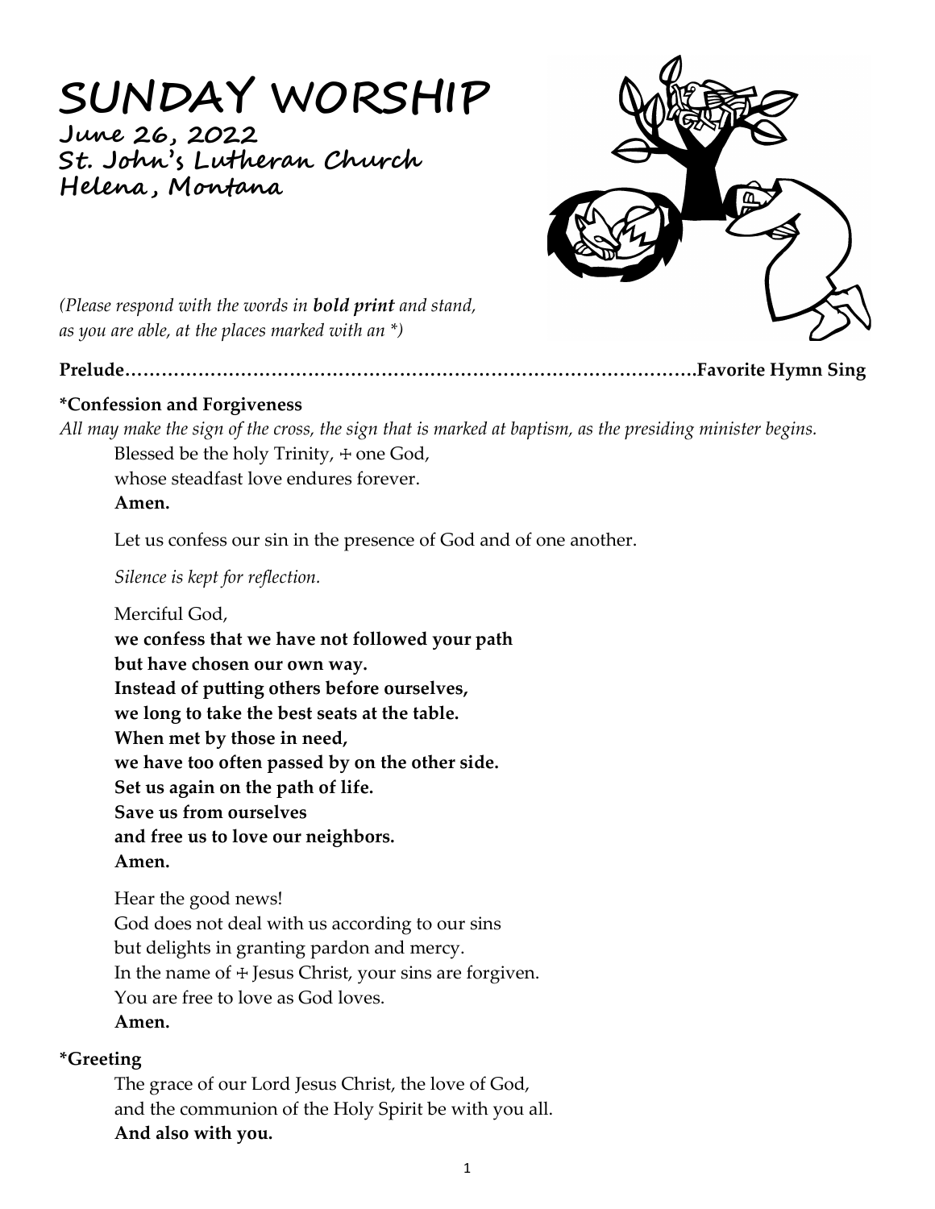# SUNDAY WORSHIP

**June 26, 2022**
**St. John's Lutheran Church**
**Helena, Montana**

*(Please respond with the words in* ***bold print*** *and stand, as you are able, at the places marked with an \*)*

**Prelude……………………………………………………………………………….Favorite Hymn Sing**

**\*Confession and Forgiveness**

*All may make the sign of the cross, the sign that is marked at baptism, as the presiding minister begins.*

Blessed be the holy Trinity, ☩ one God,
whose steadfast love endures forever.
**Amen.**

Let us confess our sin in the presence of God and of one another.

*Silence is kept for reflection.*

Merciful God,
**we confess that we have not followed your path**
**but have chosen our own way.**
**Instead of putting others before ourselves,**
**we long to take the best seats at the table.**
**When met by those in need,**
**we have too often passed by on the other side.**
**Set us again on the path of life.**
**Save us from ourselves**
**and free us to love our neighbors.**
**Amen.**

Hear the good news!
God does not deal with us according to our sins
but delights in granting pardon and mercy.
In the name of ☩ Jesus Christ, your sins are forgiven.
You are free to love as God loves.
**Amen.**

**\*Greeting**

The grace of our Lord Jesus Christ, the love of God,
and the communion of the Holy Spirit be with you all.
**And also with you.**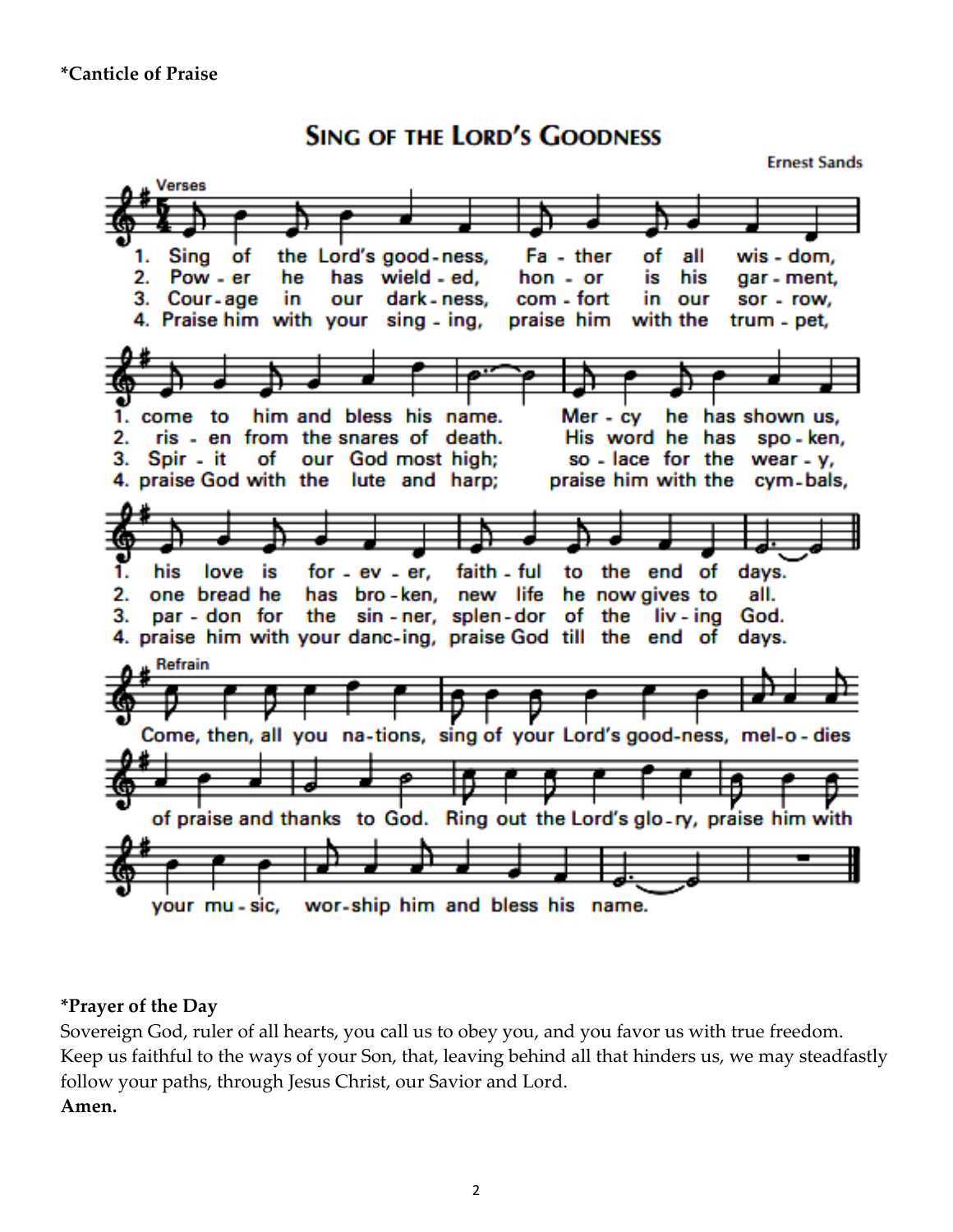**\*Canticle of Praise**

## SING OF THE LORD'S GOODNESS

Ernest Sands

**Verses**

1. Sing of the Lord's goodness, Father of all wisdom, come to him and bless his name. Mercy he has shown us, his love is forever, faithful to the end of days.
2. Power he has wielded, honor is his garment, risen from the snares of death. His word he has spoken, one bread he has broken, new life he now gives to all.
3. Courage in our darkness, comfort in our sorrow, Spirit of our God most high; solace for the weary, pardon for the sinner, splendor of the living God.
4. Praise him with your singing, praise him with the trumpet, praise God with the lute and harp; praise him with the cymbals, praise him with your dancing, praise God till the end of days.

**Refrain**

Come, then, all you nations, sing of your Lord's goodness, melodies of praise and thanks to God. Ring out the Lord's glory, praise him with your music, worship him and bless his name.

**\*Prayer of the Day**

Sovereign God, ruler of all hearts, you call us to obey you, and you favor us with true freedom. Keep us faithful to the ways of your Son, that, leaving behind all that hinders us, we may steadfastly follow your paths, through Jesus Christ, our Savior and Lord.

**Amen.**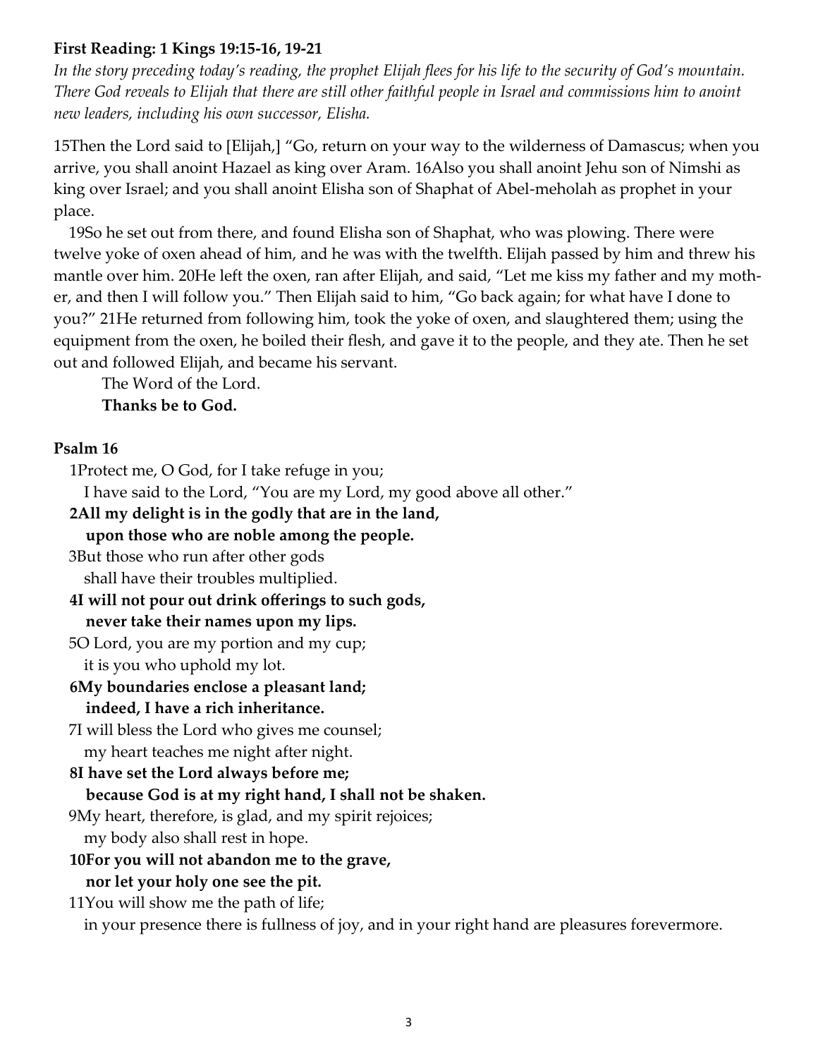**First Reading: 1 Kings 19:15-16, 19-21**

*In the story preceding today's reading, the prophet Elijah flees for his life to the security of God's mountain. There God reveals to Elijah that there are still other faithful people in Israel and commissions him to anoint new leaders, including his own successor, Elisha.*

15Then the Lord said to [Elijah,] "Go, return on your way to the wilderness of Damascus; when you arrive, you shall anoint Hazael as king over Aram. 16Also you shall anoint Jehu son of Nimshi as king over Israel; and you shall anoint Elisha son of Shaphat of Abel-meholah as prophet in your place.

19So he set out from there, and found Elisha son of Shaphat, who was plowing. There were twelve yoke of oxen ahead of him, and he was with the twelfth. Elijah passed by him and threw his mantle over him. 20He left the oxen, ran after Elijah, and said, "Let me kiss my father and my mother, and then I will follow you." Then Elijah said to him, "Go back again; for what have I done to you?" 21He returned from following him, took the yoke of oxen, and slaughtered them; using the equipment from the oxen, he boiled their flesh, and gave it to the people, and they ate. Then he set out and followed Elijah, and became his servant.

The Word of the Lord.
**Thanks be to God.**

**Psalm 16**

1Protect me, O God, for I take refuge in you;
I have said to the Lord, "You are my Lord, my good above all other."
**2All my delight is in the godly that are in the land,**
**upon those who are noble among the people.**
3But those who run after other gods
shall have their troubles multiplied.
**4I will not pour out drink offerings to such gods,**
**never take their names upon my lips.**
5O Lord, you are my portion and my cup;
it is you who uphold my lot.
**6My boundaries enclose a pleasant land;**
**indeed, I have a rich inheritance.**
7I will bless the Lord who gives me counsel;
my heart teaches me night after night.
**8I have set the Lord always before me;**
**because God is at my right hand, I shall not be shaken.**
9My heart, therefore, is glad, and my spirit rejoices;
my body also shall rest in hope.
**10For you will not abandon me to the grave,**
**nor let your holy one see the pit.**
11You will show me the path of life;
in your presence there is fullness of joy, and in your right hand are pleasures forevermore.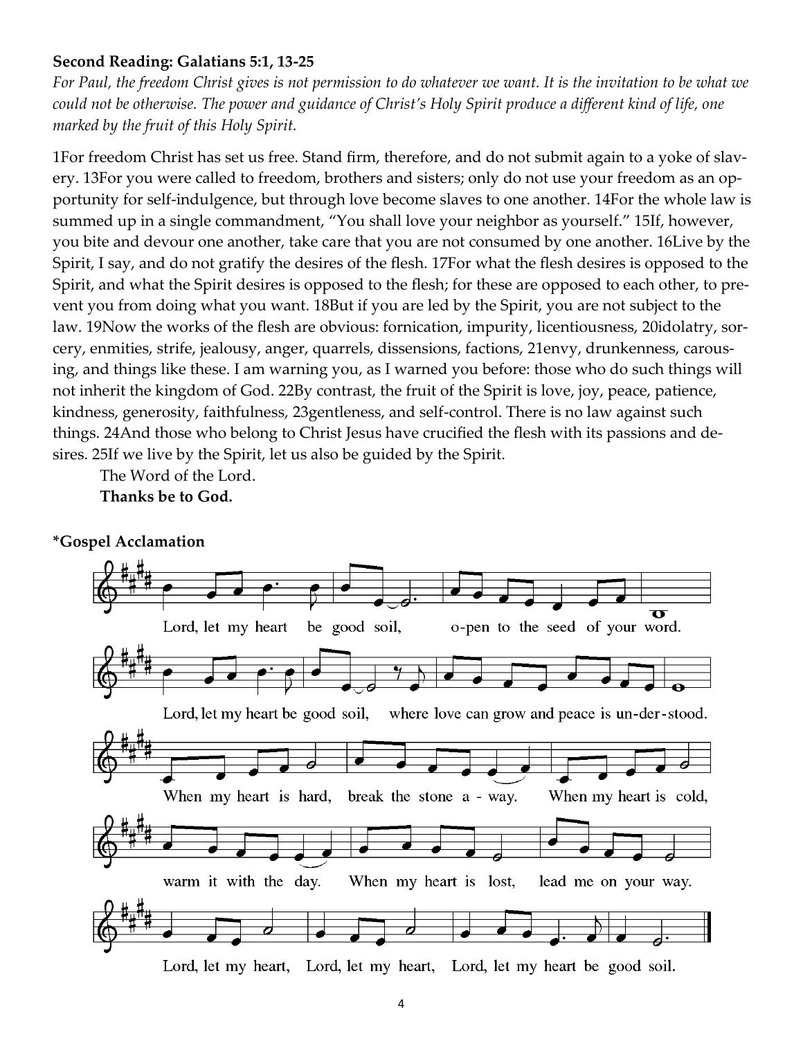**Second Reading: Galatians 5:1, 13-25**

*For Paul, the freedom Christ gives is not permission to do whatever we want. It is the invitation to be what we could not be otherwise. The power and guidance of Christ's Holy Spirit produce a different kind of life, one marked by the fruit of this Holy Spirit.*

1For freedom Christ has set us free. Stand firm, therefore, and do not submit again to a yoke of slavery. 13For you were called to freedom, brothers and sisters; only do not use your freedom as an opportunity for self-indulgence, but through love become slaves to one another. 14For the whole law is summed up in a single commandment, "You shall love your neighbor as yourself." 15If, however, you bite and devour one another, take care that you are not consumed by one another. 16Live by the Spirit, I say, and do not gratify the desires of the flesh. 17For what the flesh desires is opposed to the Spirit, and what the Spirit desires is opposed to the flesh; for these are opposed to each other, to prevent you from doing what you want. 18But if you are led by the Spirit, you are not subject to the law. 19Now the works of the flesh are obvious: fornication, impurity, licentiousness, 20idolatry, sorcery, enmities, strife, jealousy, anger, quarrels, dissensions, factions, 21envy, drunkenness, carousing, and things like these. I am warning you, as I warned you before: those who do such things will not inherit the kingdom of God. 22By contrast, the fruit of the Spirit is love, joy, peace, patience, kindness, generosity, faithfulness, 23gentleness, and self-control. There is no law against such things. 24And those who belong to Christ Jesus have crucified the flesh with its passions and desires. 25If we live by the Spirit, let us also be guided by the Spirit.

The Word of the Lord.
**Thanks be to God.**

**\*Gospel Acclamation**

Lord, let my heart be good soil, open to the seed of your word.
Lord, let my heart be good soil, where love can grow and peace is understood.
When my heart is hard, break the stone away. When my heart is cold, warm it with the day. When my heart is lost, lead me on your way.
Lord, let my heart, Lord, let my heart, Lord, let my heart be good soil.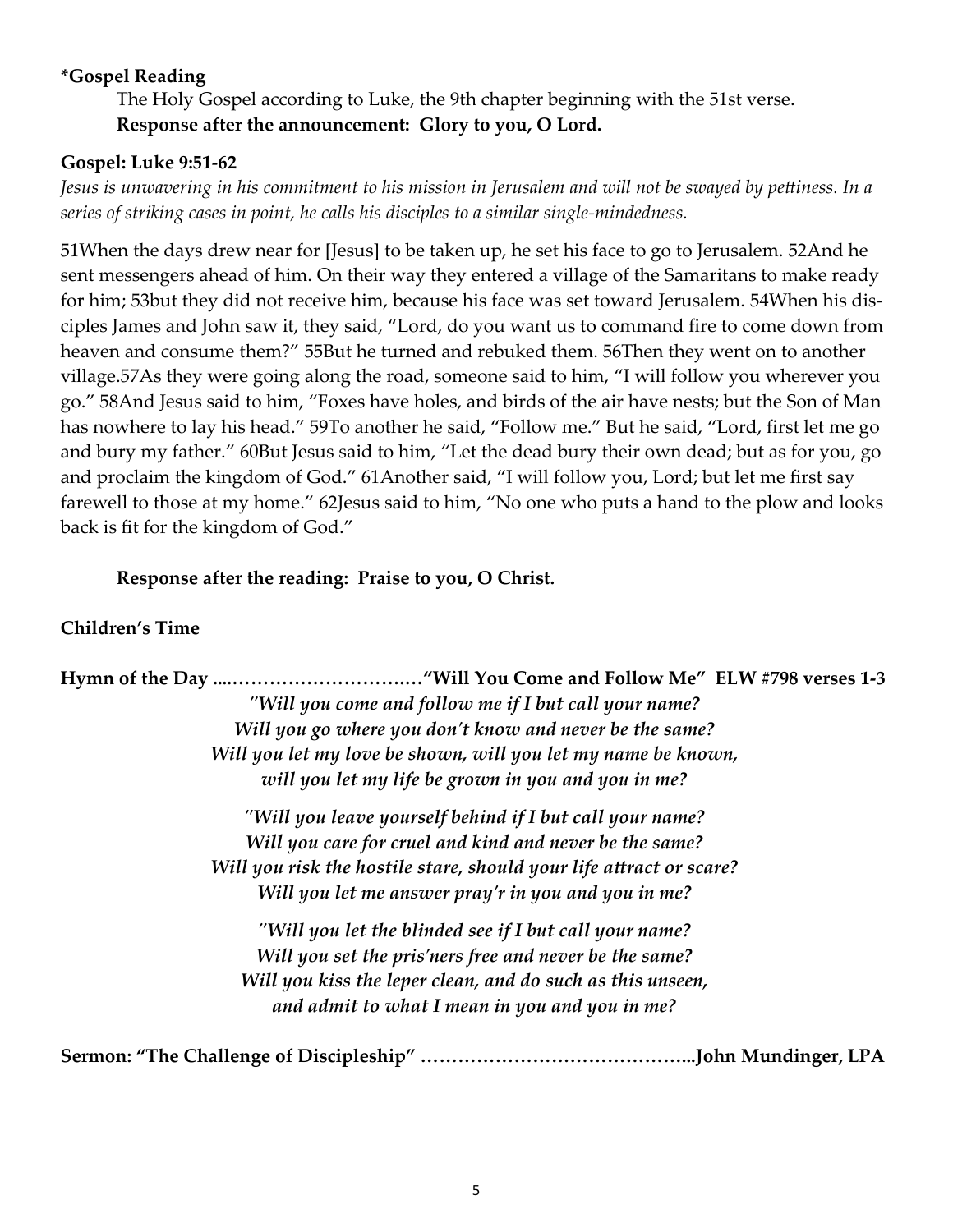**\*Gospel Reading**

The Holy Gospel according to Luke, the 9th chapter beginning with the 51st verse.

**Response after the announcement: Glory to you, O Lord.**

**Gospel: Luke 9:51-62**

*Jesus is unwavering in his commitment to his mission in Jerusalem and will not be swayed by pettiness. In a series of striking cases in point, he calls his disciples to a similar single-mindedness.*

51When the days drew near for [Jesus] to be taken up, he set his face to go to Jerusalem. 52And he sent messengers ahead of him. On their way they entered a village of the Samaritans to make ready for him; 53but they did not receive him, because his face was set toward Jerusalem. 54When his disciples James and John saw it, they said, "Lord, do you want us to command fire to come down from heaven and consume them?" 55But he turned and rebuked them. 56Then they went on to another village.57As they were going along the road, someone said to him, "I will follow you wherever you go." 58And Jesus said to him, "Foxes have holes, and birds of the air have nests; but the Son of Man has nowhere to lay his head." 59To another he said, "Follow me." But he said, "Lord, first let me go and bury my father." 60But Jesus said to him, "Let the dead bury their own dead; but as for you, go and proclaim the kingdom of God." 61Another said, "I will follow you, Lord; but let me first say farewell to those at my home." 62Jesus said to him, "No one who puts a hand to the plow and looks back is fit for the kingdom of God."

**Response after the reading: Praise to you, O Christ.**

**Children's Time**

**Hymn of the Day ....…………………………..."Will You Come and Follow Me" ELW #798 verses 1-3**

*"Will you come and follow me if I but call your name?*
*Will you go where you don't know and never be the same?*
*Will you let my love be shown, will you let my name be known,*
*will you let my life be grown in you and you in me?*

*"Will you leave yourself behind if I but call your name?*
*Will you care for cruel and kind and never be the same?*
*Will you risk the hostile stare, should your life attract or scare?*
*Will you let me answer pray'r in you and you in me?*

*"Will you let the blinded see if I but call your name?*
*Will you set the pris'ners free and never be the same?*
*Will you kiss the leper clean, and do such as this unseen,*
*and admit to what I mean in you and you in me?*

**Sermon: "The Challenge of Discipleship" ……………………………………...John Mundinger, LPA**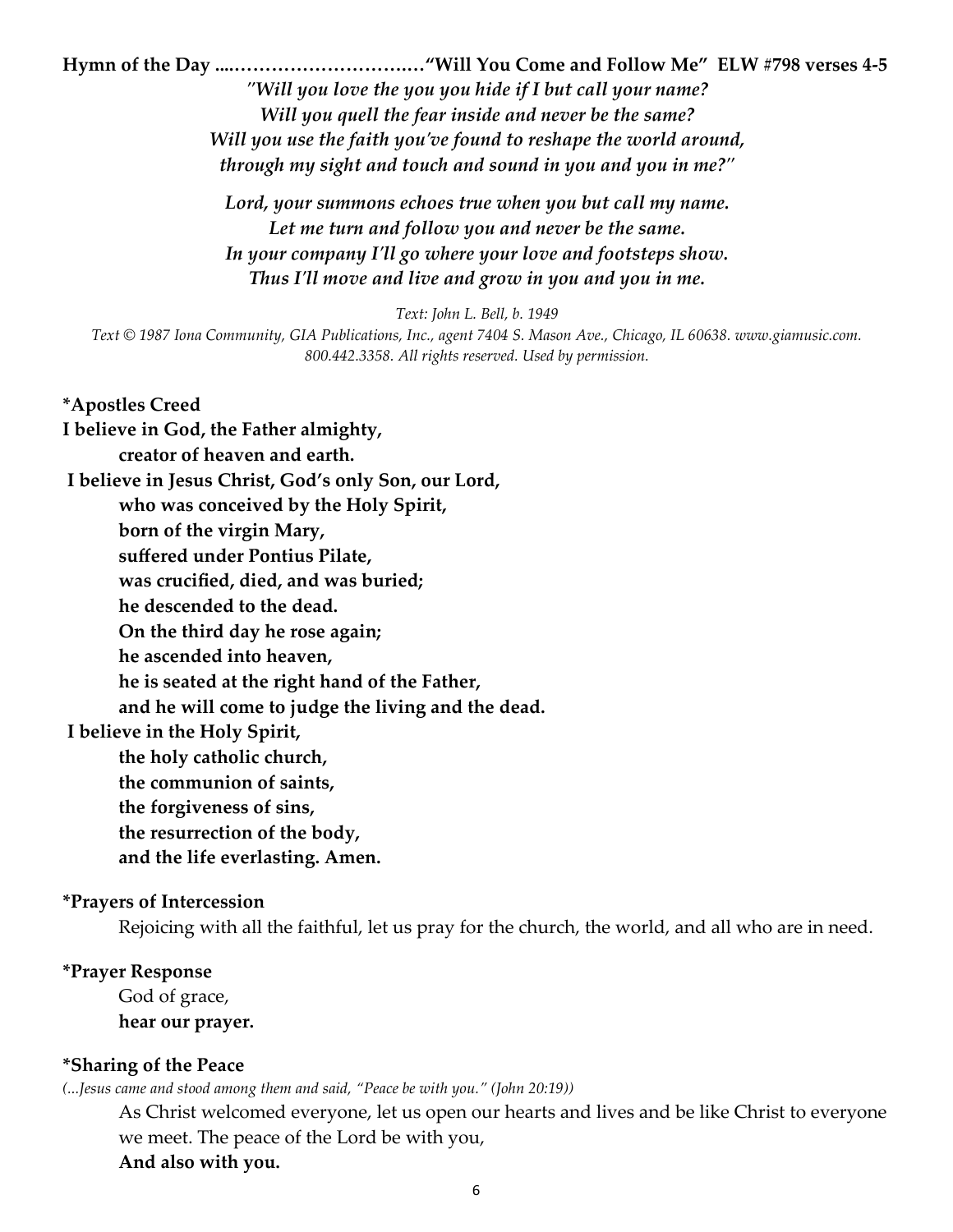**Hymn of the Day ....…………………….…..…"Will You Come and Follow Me" ELW #798 verses 4-5**

*"Will you love the you you hide if I but call your name?*
*Will you quell the fear inside and never be the same?*
*Will you use the faith you've found to reshape the world around,*
*through my sight and touch and sound in you and you in me?"*

***Lord, your summons echoes true when you but call my name.***
***Let me turn and follow you and never be the same.***
***In your company I'll go where your love and footsteps show.***
***Thus I'll move and live and grow in you and you in me.***

*Text: John L. Bell, b. 1949*
*Text © 1987 Iona Community, GIA Publications, Inc., agent 7404 S. Mason Ave., Chicago, IL 60638. www.giamusic.com. 800.442.3358. All rights reserved. Used by permission.*

**\*Apostles Creed**

**I believe in God, the Father almighty,**
**creator of heaven and earth.**
**I believe in Jesus Christ, God's only Son, our Lord,**
**who was conceived by the Holy Spirit,**
**born of the virgin Mary,**
**suffered under Pontius Pilate,**
**was crucified, died, and was buried;**
**he descended to the dead.**
**On the third day he rose again;**
**he ascended into heaven,**
**he is seated at the right hand of the Father,**
**and he will come to judge the living and the dead.**
**I believe in the Holy Spirit,**
**the holy catholic church,**
**the communion of saints,**
**the forgiveness of sins,**
**the resurrection of the body,**
**and the life everlasting. Amen.**

**\*Prayers of Intercession**

Rejoicing with all the faithful, let us pray for the church, the world, and all who are in need.

**\*Prayer Response**

God of grace,
**hear our prayer.**

**\*Sharing of the Peace**

*(...Jesus came and stood among them and said, "Peace be with you." (John 20:19))*

As Christ welcomed everyone, let us open our hearts and lives and be like Christ to everyone we meet. The peace of the Lord be with you,
**And also with you.**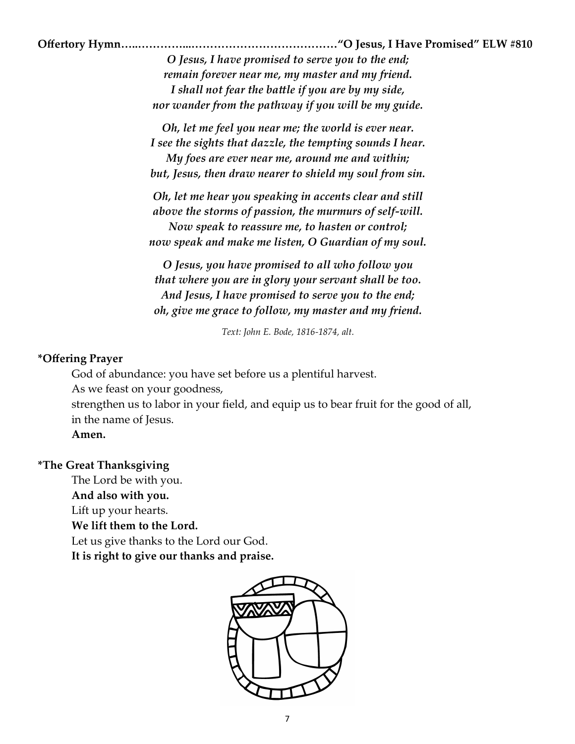**Offertory Hymn…..…………...…………………………………"O Jesus, I Have Promised" ELW #810**

*O Jesus, I have promised to serve you to the end;*
*remain forever near me, my master and my friend.*
*I shall not fear the battle if you are by my side,*
*nor wander from the pathway if you will be my guide.*

*Oh, let me feel you near me; the world is ever near.*
*I see the sights that dazzle, the tempting sounds I hear.*
*My foes are ever near me, around me and within;*
*but, Jesus, then draw nearer to shield my soul from sin.*

*Oh, let me hear you speaking in accents clear and still*
*above the storms of passion, the murmurs of self-will.*
*Now speak to reassure me, to hasten or control;*
*now speak and make me listen, O Guardian of my soul.*

*O Jesus, you have promised to all who follow you*
*that where you are in glory your servant shall be too.*
*And Jesus, I have promised to serve you to the end;*
*oh, give me grace to follow, my master and my friend.*

*Text: John E. Bode, 1816-1874, alt.*

**\*Offering Prayer**

God of abundance: you have set before us a plentiful harvest.
As we feast on your goodness,
strengthen us to labor in your field, and equip us to bear fruit for the good of all,
in the name of Jesus.
**Amen.**

**\*The Great Thanksgiving**

The Lord be with you.
**And also with you.**
Lift up your hearts.
**We lift them to the Lord.**
Let us give thanks to the Lord our God.
**It is right to give our thanks and praise.**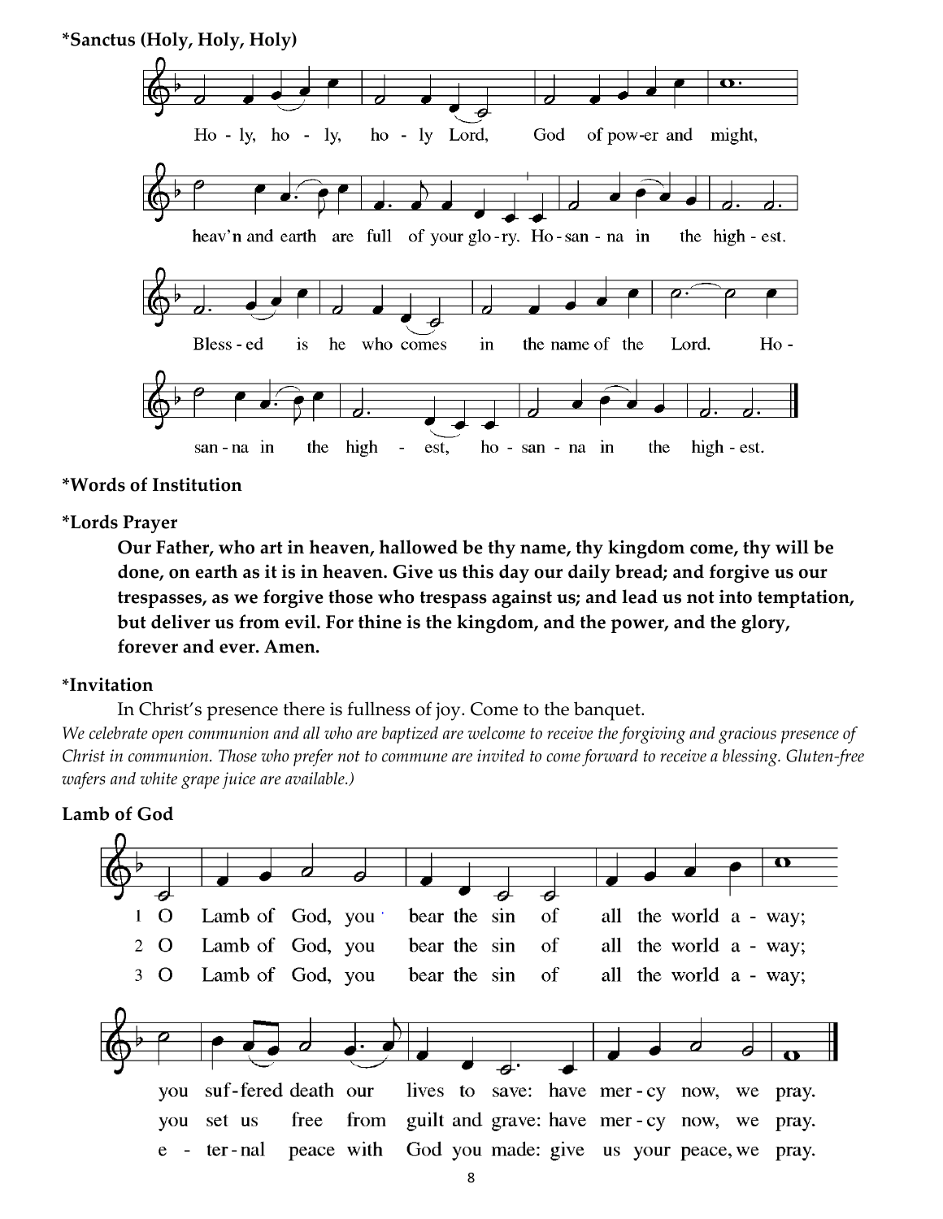**\*Sanctus (Holy, Holy, Holy)**

Ho - ly, ho - ly, ho - ly Lord, God of pow-er and might,

heav'n and earth are full of your glo-ry. Ho-san - na in the high - est.

Bless - ed is he who comes in the name of the Lord. Ho -

san - na in the high - est, ho - san - na in the high - est.

**\*Words of Institution**

**\*Lords Prayer**

**Our Father, who art in heaven, hallowed be thy name, thy kingdom come, thy will be done, on earth as it is in heaven. Give us this day our daily bread; and forgive us our trespasses, as we forgive those who trespass against us; and lead us not into temptation, but deliver us from evil. For thine is the kingdom, and the power, and the glory, forever and ever. Amen.**

**\*Invitation**

In Christ's presence there is fullness of joy. Come to the banquet.

*We celebrate open communion and all who are baptized are welcome to receive the forgiving and gracious presence of Christ in communion. Those who prefer not to commune are invited to come forward to receive a blessing. Gluten-free wafers and white grape juice are available.)*

**Lamb of God**

1 O Lamb of God, you bear the sin of all the world a - way; you suf-fered death our lives to save: have mer - cy now, we pray.

2 O Lamb of God, you bear the sin of all the world a - way; you set us free from guilt and grave: have mer - cy now, we pray.

3 O Lamb of God, you bear the sin of all the world a - way; e - ter - nal peace with God you made: give us your peace, we pray.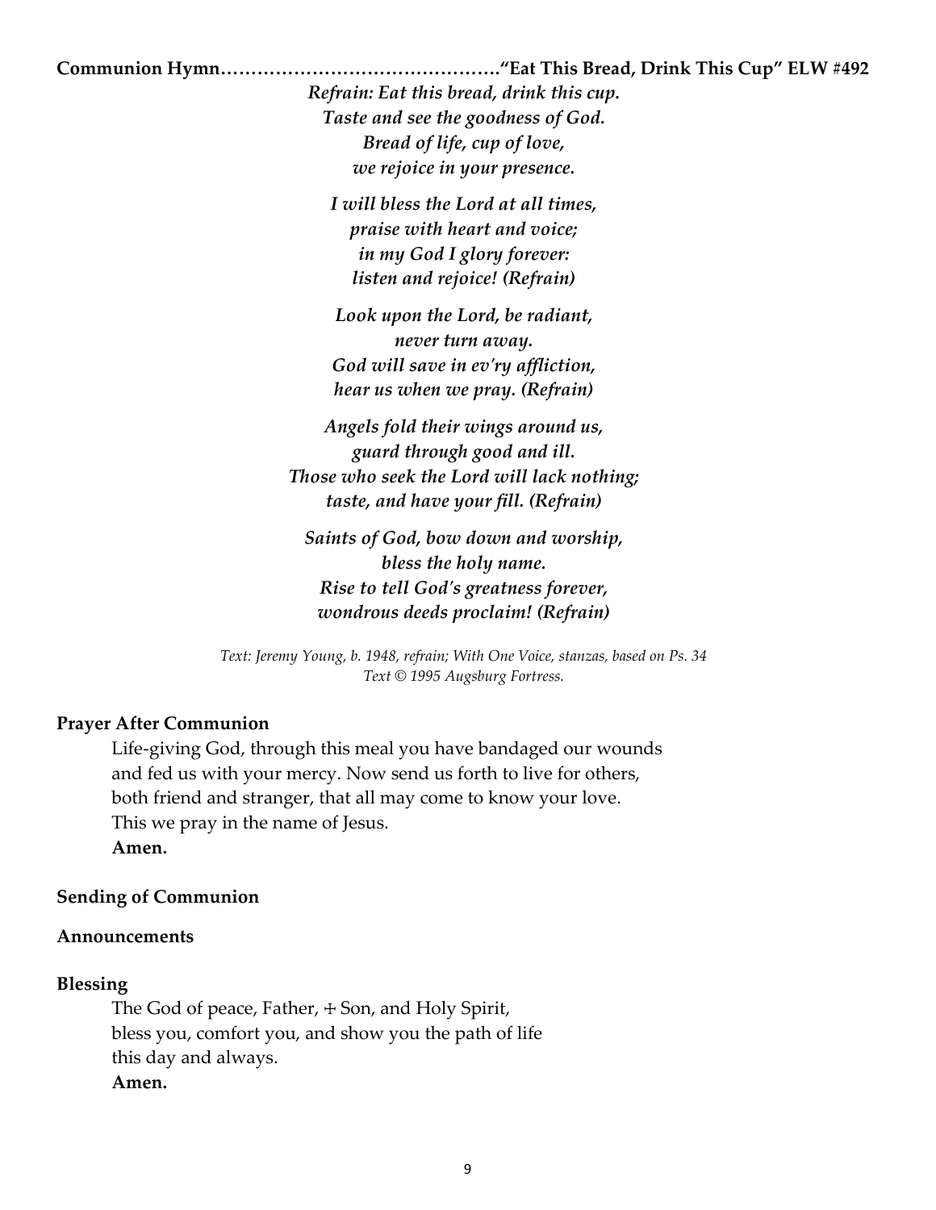**Communion Hymn……………………………………."Eat This Bread, Drink This Cup" ELW #492**

***Refrain: Eat this bread, drink this cup.***
***Taste and see the goodness of God.***
***Bread of life, cup of love,***
***we rejoice in your presence.***

***I will bless the Lord at all times,***
***praise with heart and voice;***
***in my God I glory forever:***
***listen and rejoice! (Refrain)***

***Look upon the Lord, be radiant,***
***never turn away.***
***God will save in ev'ry affliction,***
***hear us when we pray. (Refrain)***

***Angels fold their wings around us,***
***guard through good and ill.***
***Those who seek the Lord will lack nothing;***
***taste, and have your fill. (Refrain)***

***Saints of God, bow down and worship,***
***bless the holy name.***
***Rise to tell God's greatness forever,***
***wondrous deeds proclaim! (Refrain)***

*Text: Jeremy Young, b. 1948, refrain; With One Voice, stanzas, based on Ps. 34*
*Text © 1995 Augsburg Fortress.*

**Prayer After Communion**

Life-giving God, through this meal you have bandaged our wounds
and fed us with your mercy. Now send us forth to live for others,
both friend and stranger, that all may come to know your love.
This we pray in the name of Jesus.
**Amen.**

**Sending of Communion**

**Announcements**

**Blessing**

The God of peace, Father, ☩ Son, and Holy Spirit,
bless you, comfort you, and show you the path of life
this day and always.
**Amen.**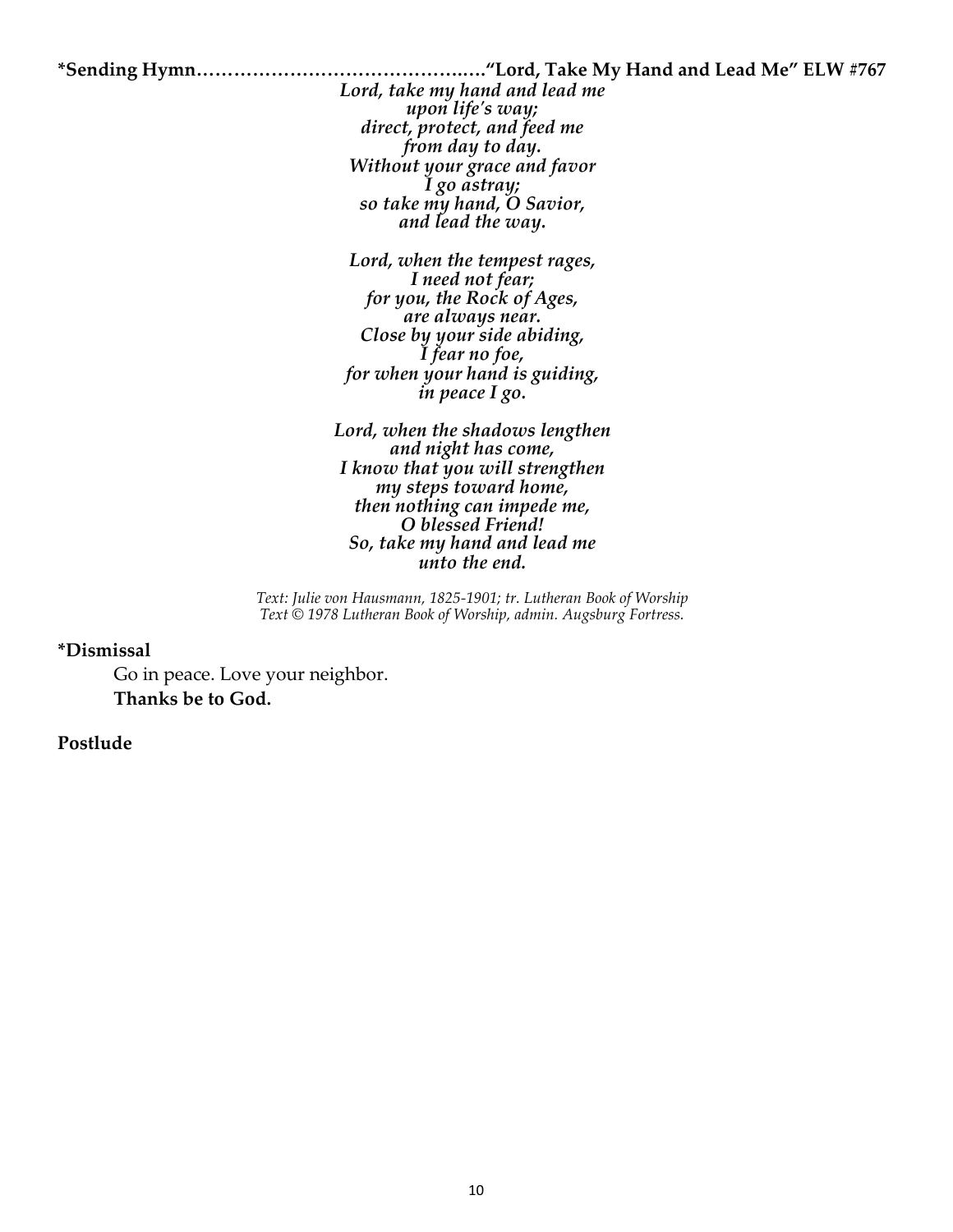**\*Sending Hymn……………………………………..….“Lord, Take My Hand and Lead Me” ELW #767**

***Lord, take my hand and lead me***  
***upon life's way;***  
***direct, protect, and feed me***  
***from day to day.***  
***Without your grace and favor***  
***I go astray;***  
***so take my hand, O Savior,***  
***and lead the way.***

***Lord, when the tempest rages,***  
***I need not fear;***  
***for you, the Rock of Ages,***  
***are always near.***  
***Close by your side abiding,***  
***I fear no foe,***  
***for when your hand is guiding,***  
***in peace I go.***

***Lord, when the shadows lengthen***  
***and night has come,***  
***I know that you will strengthen***  
***my steps toward home,***  
***then nothing can impede me,***  
***O blessed Friend!***  
***So, take my hand and lead me***  
***unto the end.***

*Text: Julie von Hausmann, 1825-1901; tr. Lutheran Book of Worship*  
*Text © 1978 Lutheran Book of Worship, admin. Augsburg Fortress.*

**\*Dismissal**

Go in peace. Love your neighbor.  
**Thanks be to God.**

**Postlude**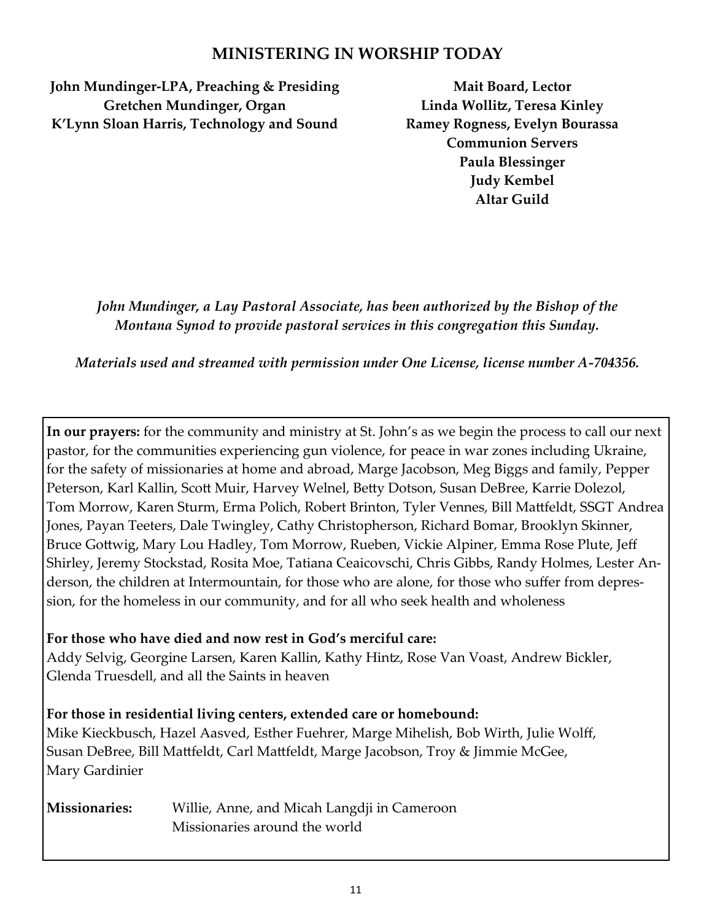## MINISTERING IN WORSHIP TODAY

**John Mundinger-LPA, Preaching & Presiding**
**Gretchen Mundinger, Organ**
**K'Lynn Sloan Harris, Technology and Sound**

**Mait Board, Lector**
**Linda Wollitz, Teresa Kinley**
**Ramey Rogness, Evelyn Bourassa**
**Communion Servers**
**Paula Blessinger**
**Judy Kembel**
**Altar Guild**

*John Mundinger, a Lay Pastoral Associate, has been authorized by the Bishop of the Montana Synod to provide pastoral services in this congregation this Sunday.*

*Materials used and streamed with permission under One License, license number A-704356.*

**In our prayers:** for the community and ministry at St. John's as we begin the process to call our next pastor, for the communities experiencing gun violence, for peace in war zones including Ukraine, for the safety of missionaries at home and abroad, Marge Jacobson, Meg Biggs and family, Pepper Peterson, Karl Kallin, Scott Muir, Harvey Welnel, Betty Dotson, Susan DeBree, Karrie Dolezol, Tom Morrow, Karen Sturm, Erma Polich, Robert Brinton, Tyler Vennes, Bill Mattfeldt, SSGT Andrea Jones, Payan Teeters, Dale Twingley, Cathy Christopherson, Richard Bomar, Brooklyn Skinner, Bruce Gottwig, Mary Lou Hadley, Tom Morrow, Rueben, Vickie Alpiner, Emma Rose Plute, Jeff Shirley, Jeremy Stockstad, Rosita Moe, Tatiana Ceaicovschi, Chris Gibbs, Randy Holmes, Lester Anderson, the children at Intermountain, for those who are alone, for those who suffer from depression, for the homeless in our community, and for all who seek health and wholeness

**For those who have died and now rest in God's merciful care:**
Addy Selvig, Georgine Larsen, Karen Kallin, Kathy Hintz, Rose Van Voast, Andrew Bickler, Glenda Truesdell, and all the Saints in heaven

**For those in residential living centers, extended care or homebound:**
Mike Kieckbusch, Hazel Aasved, Esther Fuehrer, Marge Mihelish, Bob Wirth, Julie Wolff, Susan DeBree, Bill Mattfeldt, Carl Mattfeldt, Marge Jacobson, Troy & Jimmie McGee, Mary Gardinier

**Missionaries:** Willie, Anne, and Micah Langdji in Cameroon
Missionaries around the world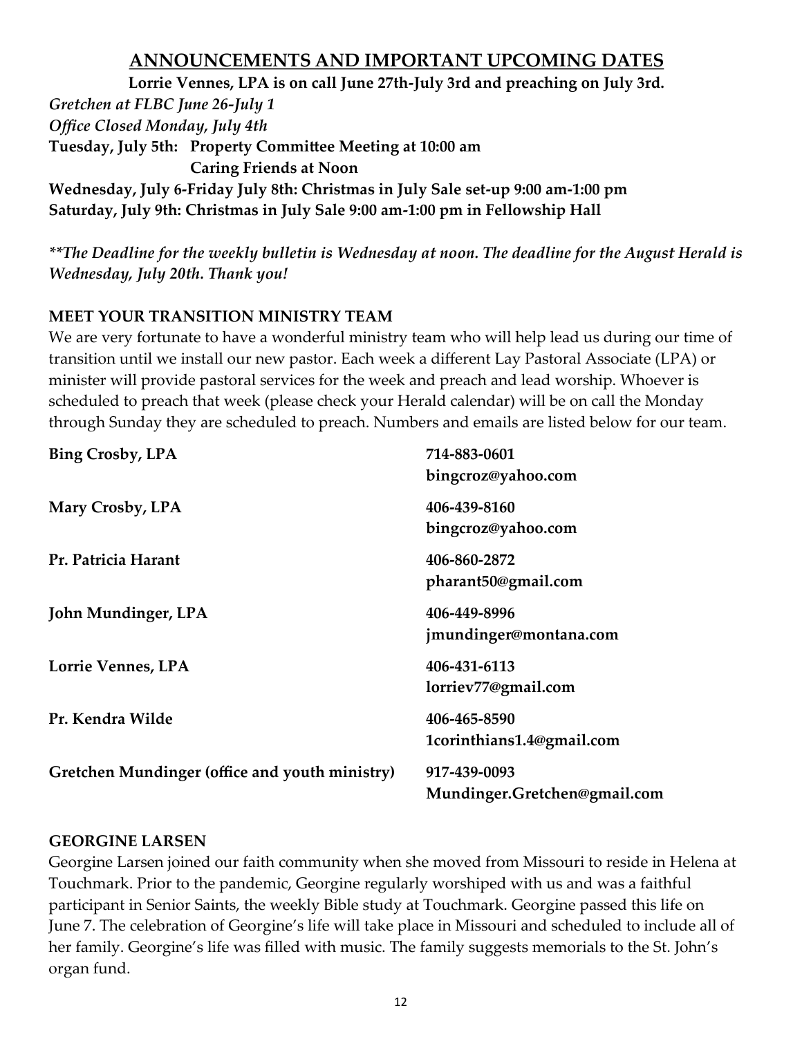## ANNOUNCEMENTS AND IMPORTANT UPCOMING DATES

**Lorrie Vennes, LPA is on call June 27th-July 3rd and preaching on July 3rd.**

*Gretchen at FLBC June 26-July 1*

*Office Closed Monday, July 4th*

**Tuesday, July 5th: Property Committee Meeting at 10:00 am**

**Caring Friends at Noon**

**Wednesday, July 6-Friday July 8th: Christmas in July Sale set-up 9:00 am-1:00 pm**

**Saturday, July 9th: Christmas in July Sale 9:00 am-1:00 pm in Fellowship Hall**

*\*\*The Deadline for the weekly bulletin is Wednesday at noon. The deadline for the August Herald is Wednesday, July 20th. Thank you!*

### MEET YOUR TRANSITION MINISTRY TEAM

We are very fortunate to have a wonderful ministry team who will help lead us during our time of transition until we install our new pastor. Each week a different Lay Pastoral Associate (LPA) or minister will provide pastoral services for the week and preach and lead worship. Whoever is scheduled to preach that week (please check your Herald calendar) will be on call the Monday through Sunday they are scheduled to preach. Numbers and emails are listed below for our team.

| | |
|---|---|
| **Bing Crosby, LPA** | **714-883-0601**<br>**bingcroz@yahoo.com** |
| **Mary Crosby, LPA** | **406-439-8160**<br>**bingcroz@yahoo.com** |
| **Pr. Patricia Harant** | **406-860-2872**<br>**pharant50@gmail.com** |
| **John Mundinger, LPA** | **406-449-8996**<br>**jmundinger@montana.com** |
| **Lorrie Vennes, LPA** | **406-431-6113**<br>**lorriev77@gmail.com** |
| **Pr. Kendra Wilde** | **406-465-8590**<br>**1corinthians1.4@gmail.com** |
| **Gretchen Mundinger (office and youth ministry)** | **917-439-0093**<br>**Mundinger.Gretchen@gmail.com** |

### GEORGINE LARSEN

Georgine Larsen joined our faith community when she moved from Missouri to reside in Helena at Touchmark. Prior to the pandemic, Georgine regularly worshiped with us and was a faithful participant in Senior Saints, the weekly Bible study at Touchmark. Georgine passed this life on June 7. The celebration of Georgine's life will take place in Missouri and scheduled to include all of her family. Georgine's life was filled with music. The family suggests memorials to the St. John's organ fund.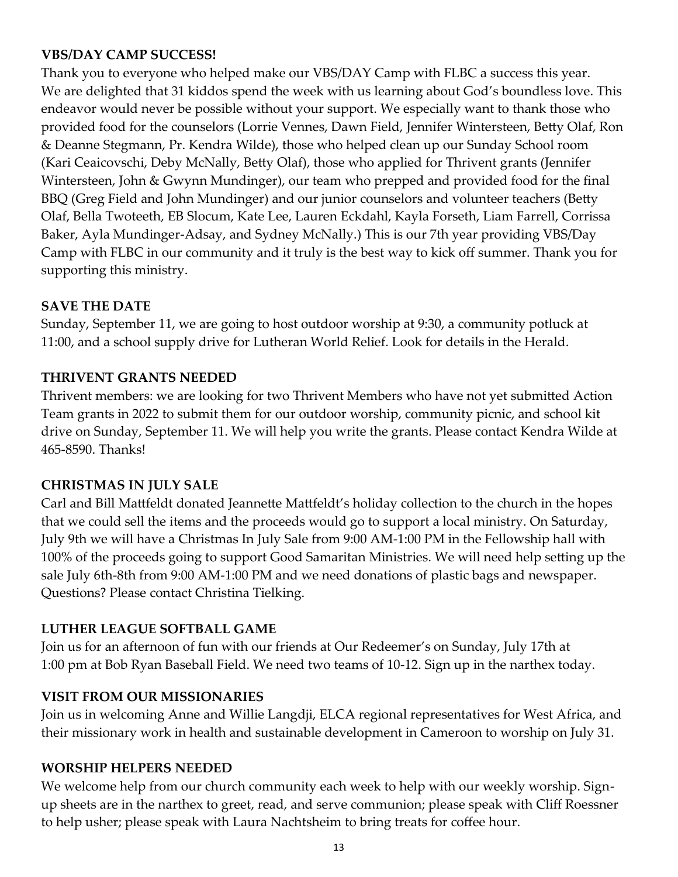**VBS/DAY CAMP SUCCESS!**

Thank you to everyone who helped make our VBS/DAY Camp with FLBC a success this year. We are delighted that 31 kiddos spend the week with us learning about God's boundless love. This endeavor would never be possible without your support. We especially want to thank those who provided food for the counselors (Lorrie Vennes, Dawn Field, Jennifer Wintersteen, Betty Olaf, Ron & Deanne Stegmann, Pr. Kendra Wilde), those who helped clean up our Sunday School room (Kari Ceaicovschi, Deby McNally, Betty Olaf), those who applied for Thrivent grants (Jennifer Wintersteen, John & Gwynn Mundinger), our team who prepped and provided food for the final BBQ (Greg Field and John Mundinger) and our junior counselors and volunteer teachers (Betty Olaf, Bella Twoteeth, EB Slocum, Kate Lee, Lauren Eckdahl, Kayla Forseth, Liam Farrell, Corrissa Baker, Ayla Mundinger-Adsay, and Sydney McNally.) This is our 7th year providing VBS/Day Camp with FLBC in our community and it truly is the best way to kick off summer. Thank you for supporting this ministry.

**SAVE THE DATE**

Sunday, September 11, we are going to host outdoor worship at 9:30, a community potluck at 11:00, and a school supply drive for Lutheran World Relief. Look for details in the Herald.

**THRIVENT GRANTS NEEDED**

Thrivent members: we are looking for two Thrivent Members who have not yet submitted Action Team grants in 2022 to submit them for our outdoor worship, community picnic, and school kit drive on Sunday, September 11. We will help you write the grants. Please contact Kendra Wilde at 465-8590. Thanks!

**CHRISTMAS IN JULY SALE**

Carl and Bill Mattfeldt donated Jeannette Mattfeldt's holiday collection to the church in the hopes that we could sell the items and the proceeds would go to support a local ministry. On Saturday, July 9th we will have a Christmas In July Sale from 9:00 AM-1:00 PM in the Fellowship hall with 100% of the proceeds going to support Good Samaritan Ministries. We will need help setting up the sale July 6th-8th from 9:00 AM-1:00 PM and we need donations of plastic bags and newspaper. Questions? Please contact Christina Tielking.

**LUTHER LEAGUE SOFTBALL GAME**

Join us for an afternoon of fun with our friends at Our Redeemer's on Sunday, July 17th at 1:00 pm at Bob Ryan Baseball Field. We need two teams of 10-12. Sign up in the narthex today.

**VISIT FROM OUR MISSIONARIES**

Join us in welcoming Anne and Willie Langdji, ELCA regional representatives for West Africa, and their missionary work in health and sustainable development in Cameroon to worship on July 31.

**WORSHIP HELPERS NEEDED**

We welcome help from our church community each week to help with our weekly worship. Sign-up sheets are in the narthex to greet, read, and serve communion; please speak with Cliff Roessner to help usher; please speak with Laura Nachtsheim to bring treats for coffee hour.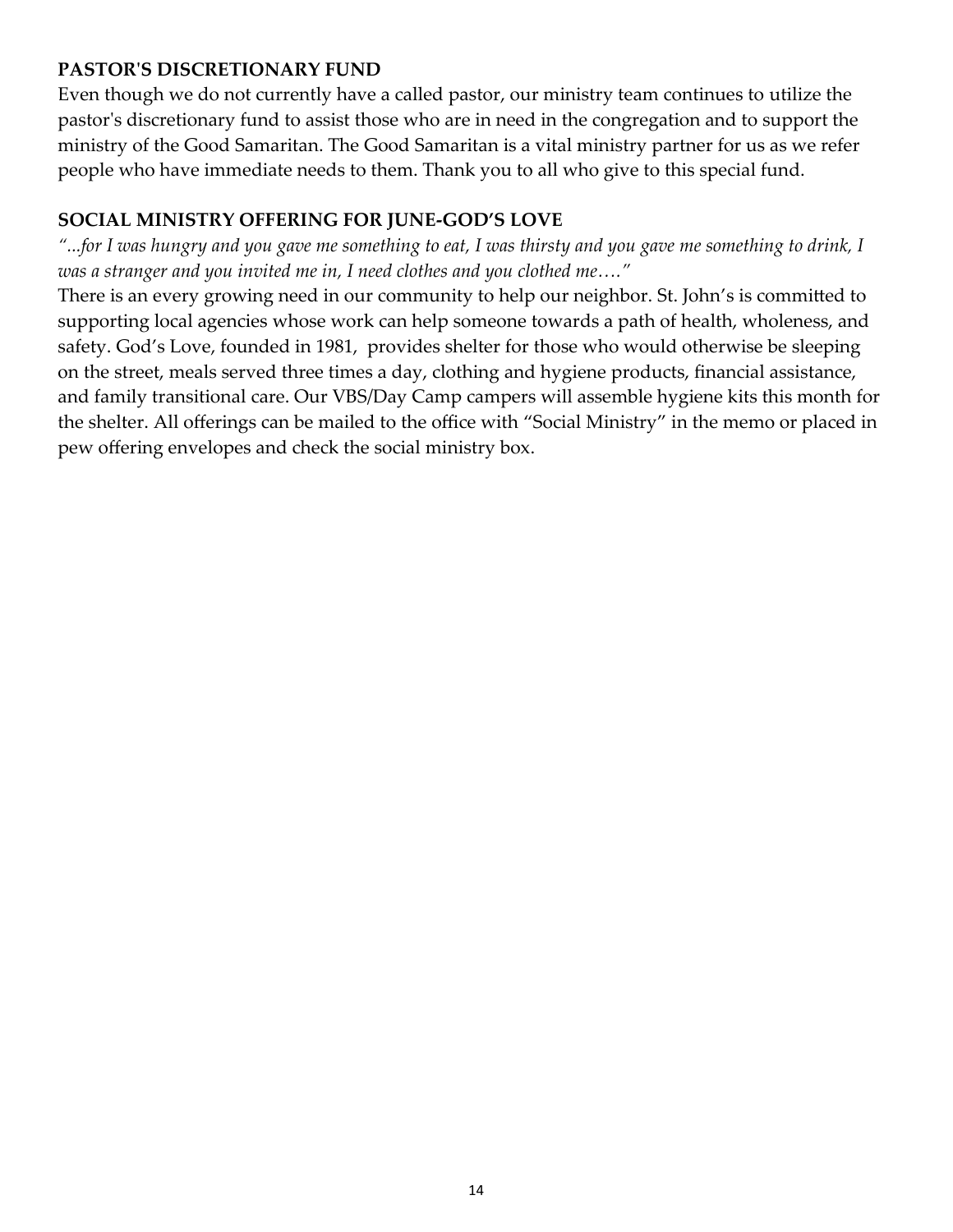**PASTOR'S DISCRETIONARY FUND**

Even though we do not currently have a called pastor, our ministry team continues to utilize the pastor's discretionary fund to assist those who are in need in the congregation and to support the ministry of the Good Samaritan. The Good Samaritan is a vital ministry partner for us as we refer people who have immediate needs to them. Thank you to all who give to this special fund.

**SOCIAL MINISTRY OFFERING FOR JUNE-GOD'S LOVE**

*"...for I was hungry and you gave me something to eat, I was thirsty and you gave me something to drink, I was a stranger and you invited me in, I need clothes and you clothed me…."*

There is an every growing need in our community to help our neighbor. St. John's is committed to supporting local agencies whose work can help someone towards a path of health, wholeness, and safety. God's Love, founded in 1981, provides shelter for those who would otherwise be sleeping on the street, meals served three times a day, clothing and hygiene products, financial assistance, and family transitional care. Our VBS/Day Camp campers will assemble hygiene kits this month for the shelter. All offerings can be mailed to the office with "Social Ministry" in the memo or placed in pew offering envelopes and check the social ministry box.